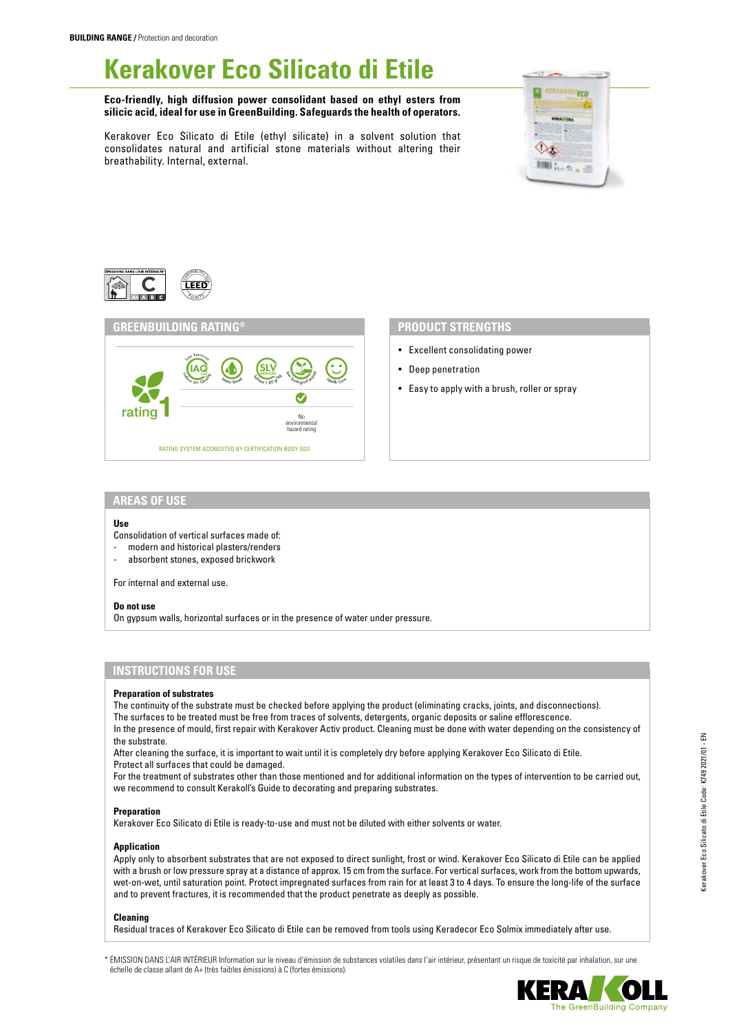**BUILDING RANGE /** Protection and decoration

# Kerakover Eco Silicato di Etile

**Eco-friendly, high diffusion power consolidant based on ethyl esters from silicic acid, ideal for use in GreenBuilding. Safeguards the health of operators.**

Kerakover Eco Silicato di Etile (ethyl silicate) in a solvent solution that consolidates natural and artificial stone materials without altering their breathability. Internal, external.

## GREENBUILDING RATING®

rating 1

Low Emission IAQ Indoor Air Quality · Water Based · SLV Reduced Solvent < 80 g/L · Low Ecological Impact · Health Care

No environmental hazard rating

RATING SYSTEM ACCREDITED BY CERTIFICATION BODY SGS

## PRODUCT STRENGTHS

- Excellent consolidating power
- Deep penetration
- Easy to apply with a brush, roller or spray

## AREAS OF USE

**Use**

Consolidation of vertical surfaces made of:
- modern and historical plasters/renders
- absorbent stones, exposed brickwork

For internal and external use.

**Do not use**

On gypsum walls, horizontal surfaces or in the presence of water under pressure.

## INSTRUCTIONS FOR USE

**Preparation of substrates**

The continuity of the substrate must be checked before applying the product (eliminating cracks, joints, and disconnections).
The surfaces to be treated must be free from traces of solvents, detergents, organic deposits or saline efflorescence.
In the presence of mould, first repair with Kerakover Activ product. Cleaning must be done with water depending on the consistency of the substrate.
After cleaning the surface, it is important to wait until it is completely dry before applying Kerakover Eco Silicato di Etile.
Protect all surfaces that could be damaged.
For the treatment of substrates other than those mentioned and for additional information on the types of intervention to be carried out, we recommend to consult Kerakoll's Guide to decorating and preparing substrates.

**Preparation**

Kerakover Eco Silicato di Etile is ready-to-use and must not be diluted with either solvents or water.

**Application**

Apply only to absorbent substrates that are not exposed to direct sunlight, frost or wind. Kerakover Eco Silicato di Etile can be applied with a brush or low pressure spray at a distance of approx. 15 cm from the surface. For vertical surfaces, work from the bottom upwards, wet-on-wet, until saturation point. Protect impregnated surfaces from rain for at least 3 to 4 days. To ensure the long-life of the surface and to prevent fractures, it is recommended that the product penetrate as deeply as possible.

**Cleaning**

Residual traces of Kerakover Eco Silicato di Etile can be removed from tools using Keradecor Eco Solmix immediately after use.

\* ÉMISSION DANS L'AIR INTÉRIEUR Information sur le niveau d'émission de substances volatiles dans l'air intérieur, présentant un risque de toxicité par inhalation, sur une échelle de classe allant de A+ (très faibles émissions) à C (fortes émissions).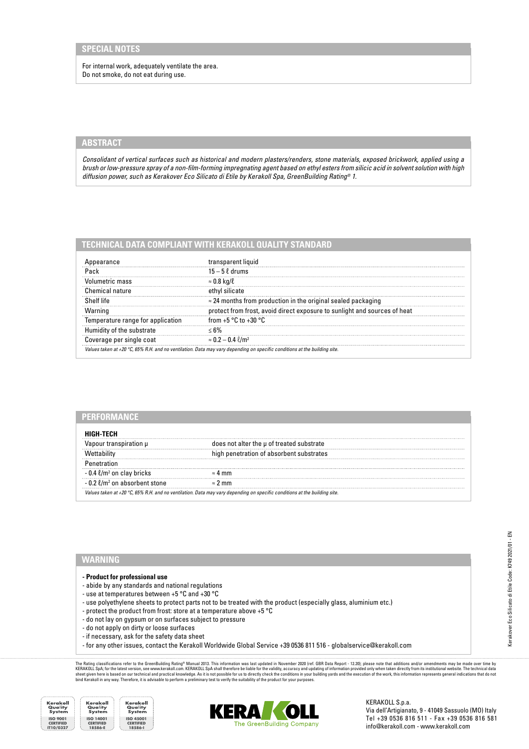## SPECIAL NOTES

For internal work, adequately ventilate the area.
Do not smoke, do not eat during use.

## ABSTRACT

*Consolidant of vertical surfaces such as historical and modern plasters/renders, stone materials, exposed brickwork, applied using a brush or low-pressure spray of a non-film-forming impregnating agent based on ethyl esters from silicic acid in solvent solution with high diffusion power, such as Kerakover Eco Silicato di Etile by Kerakoll Spa, GreenBuilding Rating® 1.*

## TECHNICAL DATA COMPLIANT WITH KERAKOLL QUALITY STANDARD

| | |
|---|---|
| Appearance | transparent liquid |
| Pack | 15 – 5 ℓ drums |
| Volumetric mass | ≈ 0.8 kg/ℓ |
| Chemical nature | ethyl silicate |
| Shelf life | ≈ 24 months from production in the original sealed packaging |
| Warning | protect from frost, avoid direct exposure to sunlight and sources of heat |
| Temperature range for application | from +5 °C to +30 °C |
| Humidity of the substrate | ≤ 6% |
| Coverage per single coat | ≈ 0.2 – 0.4 ℓ/m² |

*Values taken at +20 °C, 65% R.H. and no ventilation. Data may vary depending on specific conditions at the building site.*

## PERFORMANCE

| HIGH-TECH | |
|---|---|
| Vapour transpiration μ | does not alter the μ of treated substrate |
| Wettability | high penetration of absorbent substrates |
| Penetration | |
| - 0.4 ℓ/m² on clay bricks | ≈ 4 mm |
| - 0.2 ℓ/m² on absorbent stone | ≈ 2 mm |

*Values taken at +20 °C, 65% R.H. and no ventilation. Data may vary depending on specific conditions at the building site.*

## WARNING

- **Product for professional use**
- abide by any standards and national regulations
- use at temperatures between +5 °C and +30 °C
- use polyethylene sheets to protect parts not to be treated with the product (especially glass, aluminium etc.)
- protect the product from frost: store at a temperature above +5 °C
- do not lay on gypsum or on surfaces subject to pressure
- do not apply on dirty or loose surfaces
- if necessary, ask for the safety data sheet
- for any other issues, contact the Kerakoll Worldwide Global Service +39 0536 811 516 - globalservice@kerakoll.com

The Rating classifications refer to the GreenBuilding Rating® Manual 2013. This information was last updated in November 2020 (ref. GBR Data Report - 12.20); please note that additions and/or amendments may be made over time by KERAKOLL SpA; for the latest version, see www.kerakoll.com. KERAKOLL SpA shall therefore be liable for the validity, accuracy and updating of information provided only when taken directly from its institutional website. The technical data sheet given here is based on our technical and practical knowledge. As it is not possible for us to directly check the conditions in your building yards and the execution of the work, this information represents general indications that do not bind Kerakoll in any way. Therefore, it is advisable to perform a preliminary test to verify the suitability of the product for your purposes.

Kerakoll Quality System ISO 9001 CERTIFIED IT10/0327 — Kerakoll Quality System ISO 14001 CERTIFIED 18586-E — Kerakoll Quality System ISO 45001 CERTIFIED 18586-I

KERAKOLL The GreenBuilding Company

KERAKOLL S.p.a.
Via dell'Artigianato, 9 - 41049 Sassuolo (MO) Italy
Tel +39 0536 816 511 - Fax +39 0536 816 581
info@kerakoll.com - www.kerakoll.com

Kerakover Eco Silicato di Etile Code: K749 2021/01 - EN